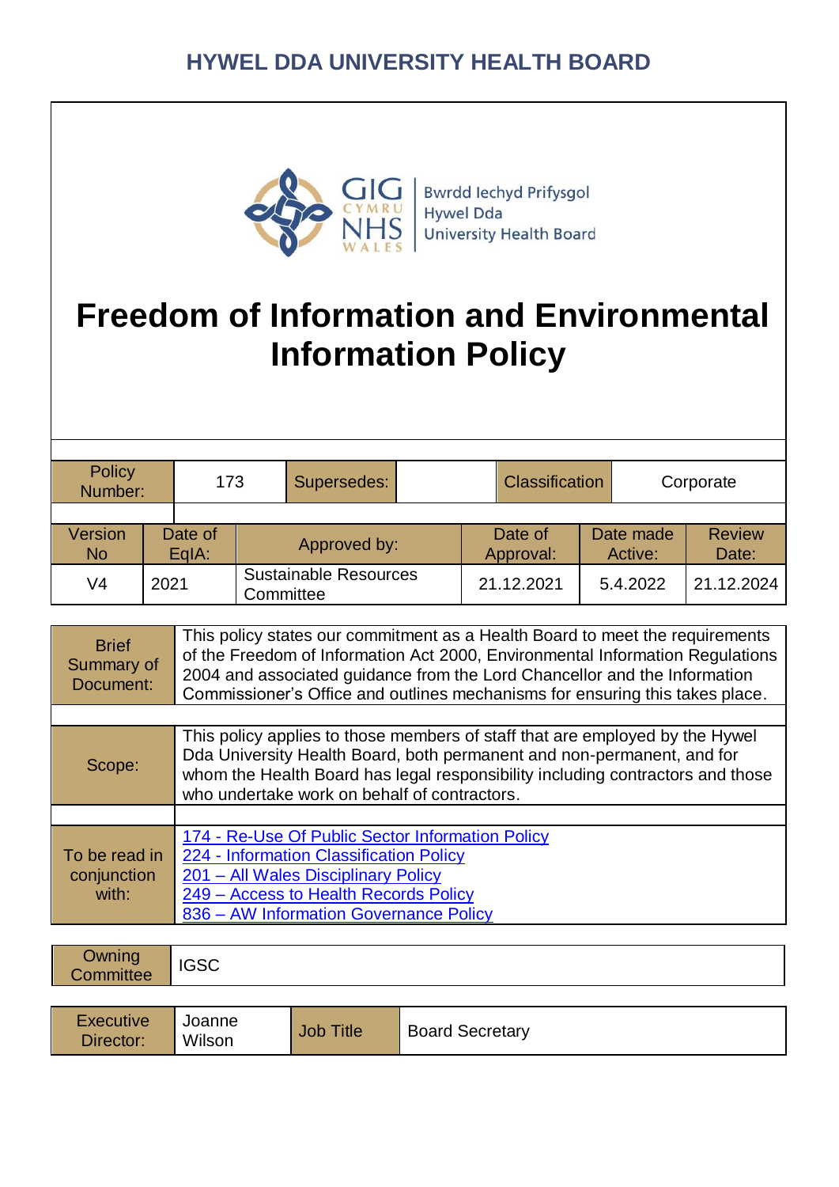# HYWEL DDA UNIVERSITY HEALTH BOARD

GIG CYMRU NHS WALES | Bwrdd Iechyd Prifysgol Hywel Dda University Health Board

# Freedom of Information and Environmental Information Policy

| Policy Number: | 173 | Supersedes: | | Classification | Corporate |
|---|---|---|---|---|---|

| Version No | Date of EqIA: | Approved by: | Date of Approval: | Date made Active: | Review Date: |
|---|---|---|---|---|---|
| V4 | 2021 | Sustainable Resources Committee | 21.12.2021 | 5.4.2022 | 21.12.2024 |

| | |
|---|---|
| Brief Summary of Document: | This policy states our commitment as a Health Board to meet the requirements of the Freedom of Information Act 2000, Environmental Information Regulations 2004 and associated guidance from the Lord Chancellor and the Information Commissioner's Office and outlines mechanisms for ensuring this takes place. |
| Scope: | This policy applies to those members of staff that are employed by the Hywel Dda University Health Board, both permanent and non-permanent, and for whom the Health Board has legal responsibility including contractors and those who undertake work on behalf of contractors. |
| To be read in conjunction with: | 174 - Re-Use Of Public Sector Information Policy<br>224 - Information Classification Policy<br>201 – All Wales Disciplinary Policy<br>249 – Access to Health Records Policy<br>836 – AW Information Governance Policy |

| Owning Committee | IGSC |
|---|---|

| Executive Director: | Joanne Wilson | Job Title | Board Secretary |
|---|---|---|---|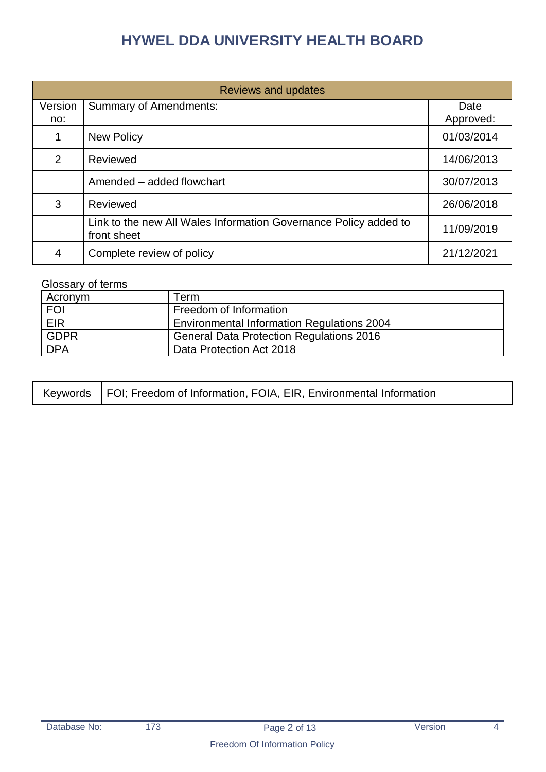| Reviews and updates | | |
|---|---|---|
| Version no: | Summary of Amendments: | Date Approved: |
| 1 | New Policy | 01/03/2014 |
| 2 | Reviewed | 14/06/2013 |
| | Amended – added flowchart | 30/07/2013 |
| 3 | Reviewed | 26/06/2018 |
| | Link to the new All Wales Information Governance Policy added to front sheet | 11/09/2019 |
| 4 | Complete review of policy | 21/12/2021 |

Glossary of terms

| Acronym | Term |
|---|---|
| FOI | Freedom of Information |
| EIR | Environmental Information Regulations 2004 |
| GDPR | General Data Protection Regulations 2016 |
| DPA | Data Protection Act 2018 |

| Keywords | FOI; Freedom of Information, FOIA, EIR, Environmental Information |
|---|---|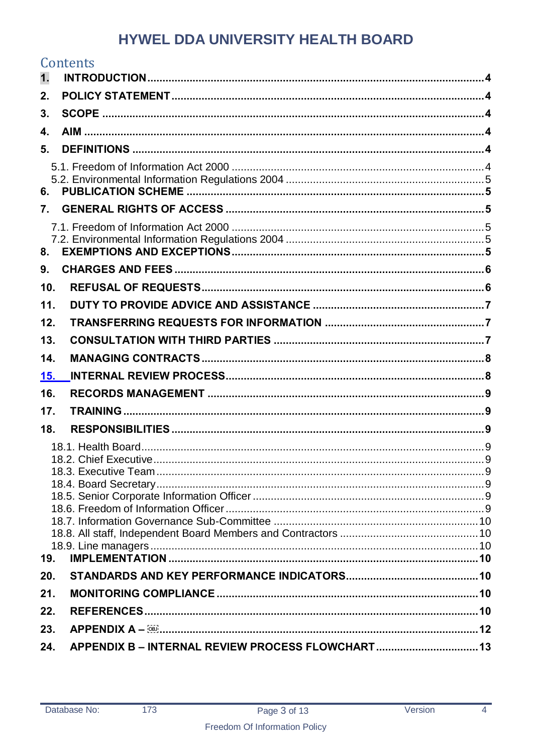# HYWEL DDA UNIVERSITY HEALTH BOARD

## Contents

1. **INTRODUCTION** ... 4
2. **POLICY STATEMENT** ... 4
3. **SCOPE** ... 4
4. **AIM** ... 4
5. **DEFINITIONS** ... 4
   - 5.1. Freedom of Information Act 2000 ... 4
   - 5.2. Environmental Information Regulations 2004 ... 5
6. **PUBLICATION SCHEME** ... 5
7. **GENERAL RIGHTS OF ACCESS** ... 5
   - 7.1. Freedom of Information Act 2000 ... 5
   - 7.2. Environmental Information Regulations 2004 ... 5
8. **EXEMPTIONS AND EXCEPTIONS** ... 5
9. **CHARGES AND FEES** ... 6
10. **REFUSAL OF REQUESTS** ... 6
11. **DUTY TO PROVIDE ADVICE AND ASSISTANCE** ... 7
12. **TRANSFERRING REQUESTS FOR INFORMATION** ... 7
13. **CONSULTATION WITH THIRD PARTIES** ... 7
14. **MANAGING CONTRACTS** ... 8
15. **INTERNAL REVIEW PROCESS** ... 8
16. **RECORDS MANAGEMENT** ... 9
17. **TRAINING** ... 9
18. **RESPONSIBILITIES** ... 9
   - 18.1. Health Board ... 9
   - 18.2. Chief Executive ... 9
   - 18.3. Executive Team ... 9
   - 18.4. Board Secretary ... 9
   - 18.5. Senior Corporate Information Officer ... 9
   - 18.6. Freedom of Information Officer ... 9
   - 18.7. Information Governance Sub-Committee ... 10
   - 18.8. All staff, Independent Board Members and Contractors ... 10
   - 18.9. Line managers ... 10
19. **IMPLEMENTATION** ... 10
20. **STANDARDS AND KEY PERFORMANCE INDICATORS** ... 10
21. **MONITORING COMPLIANCE** ... 10
22. **REFERENCES** ... 10
23. **APPENDIX A –** ... 12
24. **APPENDIX B – INTERNAL REVIEW PROCESS FLOWCHART** ... 13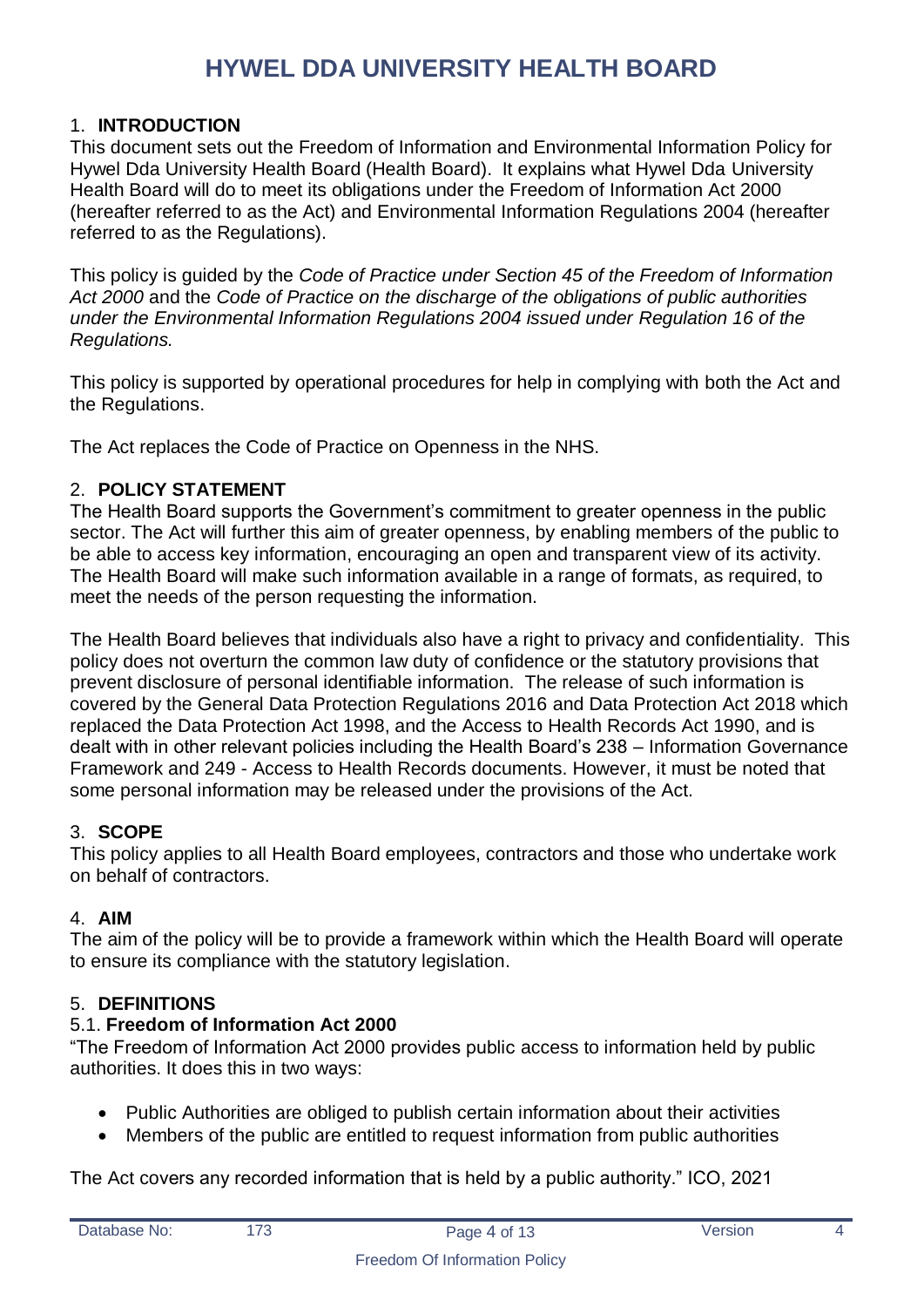## 1. INTRODUCTION

This document sets out the Freedom of Information and Environmental Information Policy for Hywel Dda University Health Board (Health Board). It explains what Hywel Dda University Health Board will do to meet its obligations under the Freedom of Information Act 2000 (hereafter referred to as the Act) and Environmental Information Regulations 2004 (hereafter referred to as the Regulations).

This policy is guided by the *Code of Practice under Section 45 of the Freedom of Information Act 2000* and the *Code of Practice on the discharge of the obligations of public authorities under the Environmental Information Regulations 2004 issued under Regulation 16 of the Regulations.*

This policy is supported by operational procedures for help in complying with both the Act and the Regulations.

The Act replaces the Code of Practice on Openness in the NHS.

## 2. POLICY STATEMENT

The Health Board supports the Government's commitment to greater openness in the public sector. The Act will further this aim of greater openness, by enabling members of the public to be able to access key information, encouraging an open and transparent view of its activity. The Health Board will make such information available in a range of formats, as required, to meet the needs of the person requesting the information.

The Health Board believes that individuals also have a right to privacy and confidentiality. This policy does not overturn the common law duty of confidence or the statutory provisions that prevent disclosure of personal identifiable information. The release of such information is covered by the General Data Protection Regulations 2016 and Data Protection Act 2018 which replaced the Data Protection Act 1998, and the Access to Health Records Act 1990, and is dealt with in other relevant policies including the Health Board's 238 – Information Governance Framework and 249 - Access to Health Records documents. However, it must be noted that some personal information may be released under the provisions of the Act.

## 3. SCOPE

This policy applies to all Health Board employees, contractors and those who undertake work on behalf of contractors.

## 4. AIM

The aim of the policy will be to provide a framework within which the Health Board will operate to ensure its compliance with the statutory legislation.

## 5. DEFINITIONS

### 5.1. Freedom of Information Act 2000

"The Freedom of Information Act 2000 provides public access to information held by public authorities. It does this in two ways:

- Public Authorities are obliged to publish certain information about their activities
- Members of the public are entitled to request information from public authorities

The Act covers any recorded information that is held by a public authority." ICO, 2021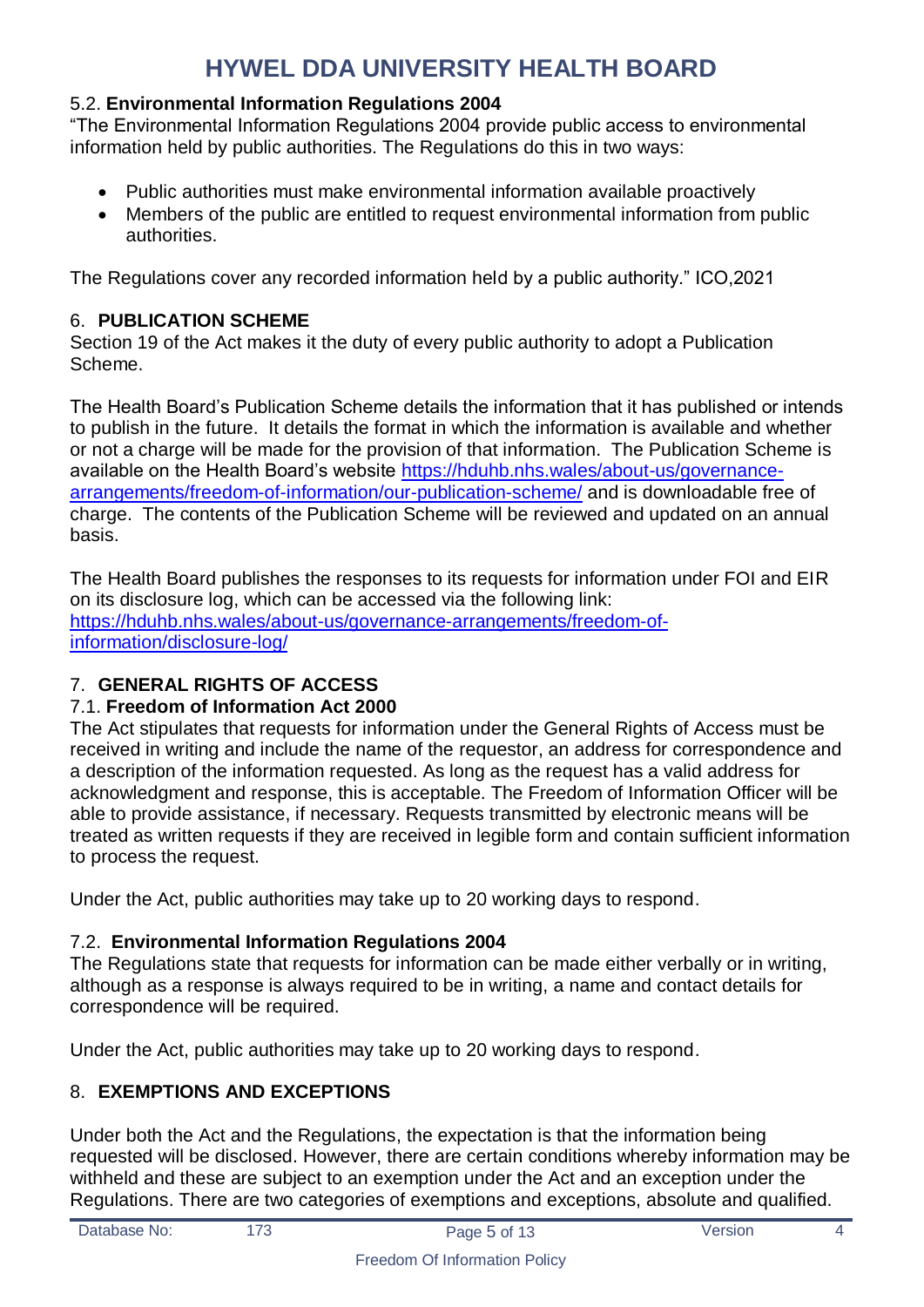### 5.2. **Environmental Information Regulations 2004**

"The Environmental Information Regulations 2004 provide public access to environmental information held by public authorities. The Regulations do this in two ways:

- Public authorities must make environmental information available proactively
- Members of the public are entitled to request environmental information from public authorities.

The Regulations cover any recorded information held by a public authority." ICO,2021

## 6. PUBLICATION SCHEME

Section 19 of the Act makes it the duty of every public authority to adopt a Publication Scheme.

The Health Board's Publication Scheme details the information that it has published or intends to publish in the future. It details the format in which the information is available and whether or not a charge will be made for the provision of that information. The Publication Scheme is available on the Health Board's website [https://hduhb.nhs.wales/about-us/governance-arrangements/freedom-of-information/our-publication-scheme/](https://hduhb.nhs.wales/about-us/governance-arrangements/freedom-of-information/our-publication-scheme/) and is downloadable free of charge. The contents of the Publication Scheme will be reviewed and updated on an annual basis.

The Health Board publishes the responses to its requests for information under FOI and EIR on its disclosure log, which can be accessed via the following link: [https://hduhb.nhs.wales/about-us/governance-arrangements/freedom-of-information/disclosure-log/](https://hduhb.nhs.wales/about-us/governance-arrangements/freedom-of-information/disclosure-log/)

## 7. GENERAL RIGHTS OF ACCESS

### 7.1. **Freedom of Information Act 2000**

The Act stipulates that requests for information under the General Rights of Access must be received in writing and include the name of the requestor, an address for correspondence and a description of the information requested. As long as the request has a valid address for acknowledgment and response, this is acceptable. The Freedom of Information Officer will be able to provide assistance, if necessary. Requests transmitted by electronic means will be treated as written requests if they are received in legible form and contain sufficient information to process the request.

Under the Act, public authorities may take up to 20 working days to respond.

### 7.2. **Environmental Information Regulations 2004**

The Regulations state that requests for information can be made either verbally or in writing, although as a response is always required to be in writing, a name and contact details for correspondence will be required.

Under the Act, public authorities may take up to 20 working days to respond.

## 8. EXEMPTIONS AND EXCEPTIONS

Under both the Act and the Regulations, the expectation is that the information being requested will be disclosed. However, there are certain conditions whereby information may be withheld and these are subject to an exemption under the Act and an exception under the Regulations. There are two categories of exemptions and exceptions, absolute and qualified.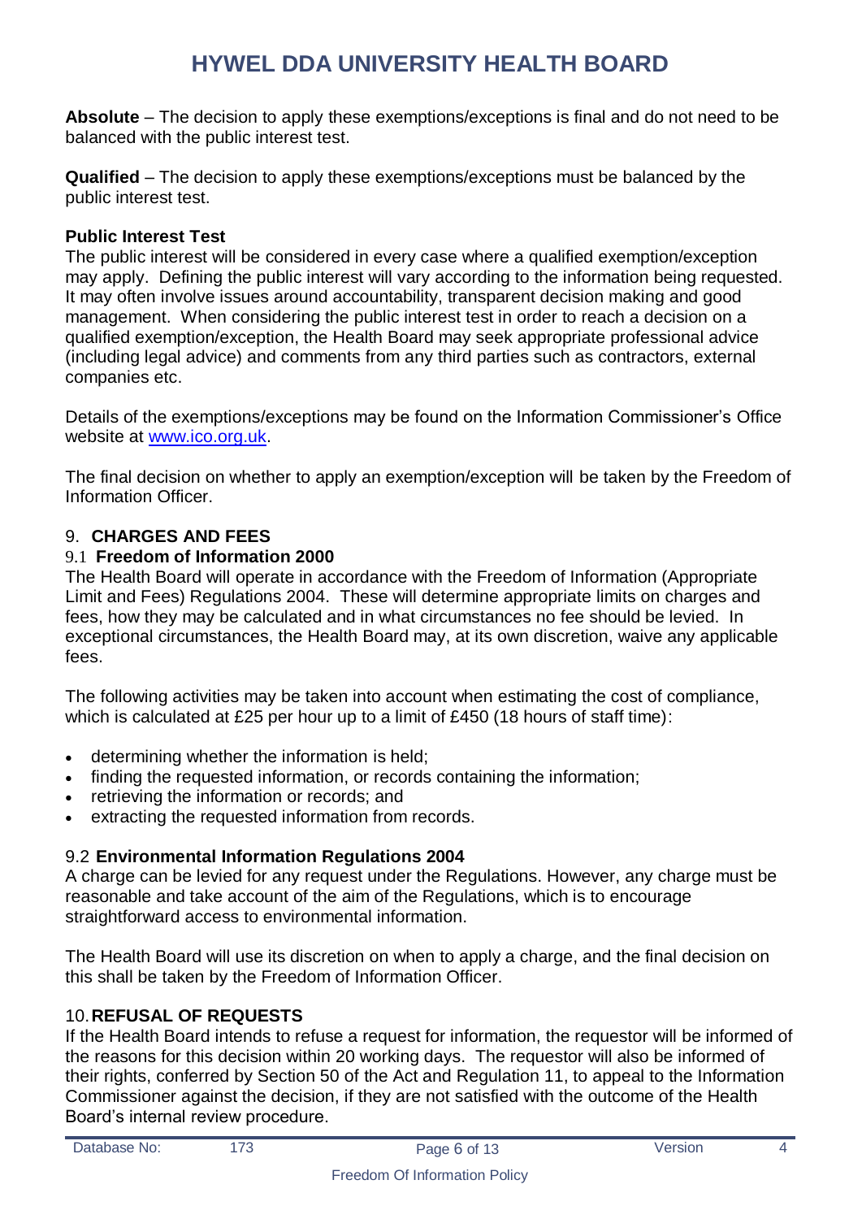**Absolute** – The decision to apply these exemptions/exceptions is final and do not need to be balanced with the public interest test.

**Qualified** – The decision to apply these exemptions/exceptions must be balanced by the public interest test.

**Public Interest Test**

The public interest will be considered in every case where a qualified exemption/exception may apply. Defining the public interest will vary according to the information being requested. It may often involve issues around accountability, transparent decision making and good management. When considering the public interest test in order to reach a decision on a qualified exemption/exception, the Health Board may seek appropriate professional advice (including legal advice) and comments from any third parties such as contractors, external companies etc.

Details of the exemptions/exceptions may be found on the Information Commissioner's Office website at www.ico.org.uk.

The final decision on whether to apply an exemption/exception will be taken by the Freedom of Information Officer.

## 9. CHARGES AND FEES

### 9.1 Freedom of Information 2000

The Health Board will operate in accordance with the Freedom of Information (Appropriate Limit and Fees) Regulations 2004. These will determine appropriate limits on charges and fees, how they may be calculated and in what circumstances no fee should be levied. In exceptional circumstances, the Health Board may, at its own discretion, waive any applicable fees.

The following activities may be taken into account when estimating the cost of compliance, which is calculated at £25 per hour up to a limit of £450 (18 hours of staff time):

- determining whether the information is held;
- finding the requested information, or records containing the information;
- retrieving the information or records; and
- extracting the requested information from records.

### 9.2 Environmental Information Regulations 2004

A charge can be levied for any request under the Regulations. However, any charge must be reasonable and take account of the aim of the Regulations, which is to encourage straightforward access to environmental information.

The Health Board will use its discretion on when to apply a charge, and the final decision on this shall be taken by the Freedom of Information Officer.

## 10. REFUSAL OF REQUESTS

If the Health Board intends to refuse a request for information, the requestor will be informed of the reasons for this decision within 20 working days. The requestor will also be informed of their rights, conferred by Section 50 of the Act and Regulation 11, to appeal to the Information Commissioner against the decision, if they are not satisfied with the outcome of the Health Board's internal review procedure.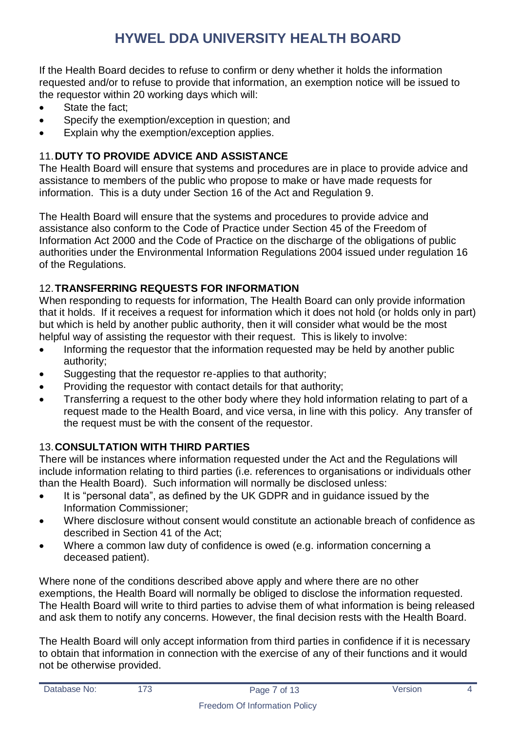If the Health Board decides to refuse to confirm or deny whether it holds the information requested and/or to refuse to provide that information, an exemption notice will be issued to the requestor within 20 working days which will:

- State the fact;
- Specify the exemption/exception in question; and
- Explain why the exemption/exception applies.

## 11. DUTY TO PROVIDE ADVICE AND ASSISTANCE

The Health Board will ensure that systems and procedures are in place to provide advice and assistance to members of the public who propose to make or have made requests for information. This is a duty under Section 16 of the Act and Regulation 9.

The Health Board will ensure that the systems and procedures to provide advice and assistance also conform to the Code of Practice under Section 45 of the Freedom of Information Act 2000 and the Code of Practice on the discharge of the obligations of public authorities under the Environmental Information Regulations 2004 issued under regulation 16 of the Regulations.

## 12. TRANSFERRING REQUESTS FOR INFORMATION

When responding to requests for information, The Health Board can only provide information that it holds. If it receives a request for information which it does not hold (or holds only in part) but which is held by another public authority, then it will consider what would be the most helpful way of assisting the requestor with their request. This is likely to involve:

- Informing the requestor that the information requested may be held by another public authority;
- Suggesting that the requestor re-applies to that authority;
- Providing the requestor with contact details for that authority;
- Transferring a request to the other body where they hold information relating to part of a request made to the Health Board, and vice versa, in line with this policy. Any transfer of the request must be with the consent of the requestor.

## 13. CONSULTATION WITH THIRD PARTIES

There will be instances where information requested under the Act and the Regulations will include information relating to third parties (i.e. references to organisations or individuals other than the Health Board). Such information will normally be disclosed unless:

- It is "personal data", as defined by the UK GDPR and in guidance issued by the Information Commissioner;
- Where disclosure without consent would constitute an actionable breach of confidence as described in Section 41 of the Act;
- Where a common law duty of confidence is owed (e.g. information concerning a deceased patient).

Where none of the conditions described above apply and where there are no other exemptions, the Health Board will normally be obliged to disclose the information requested. The Health Board will write to third parties to advise them of what information is being released and ask them to notify any concerns. However, the final decision rests with the Health Board.

The Health Board will only accept information from third parties in confidence if it is necessary to obtain that information in connection with the exercise of any of their functions and it would not be otherwise provided.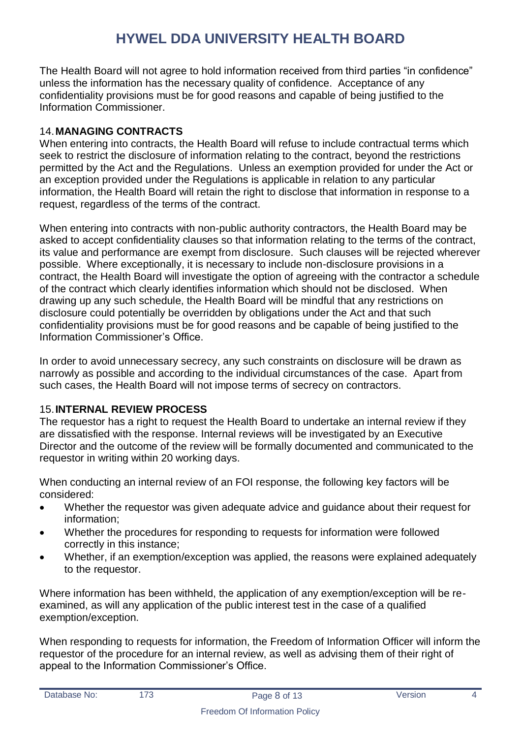The Health Board will not agree to hold information received from third parties "in confidence" unless the information has the necessary quality of confidence. Acceptance of any confidentiality provisions must be for good reasons and capable of being justified to the Information Commissioner.

## 14. MANAGING CONTRACTS

When entering into contracts, the Health Board will refuse to include contractual terms which seek to restrict the disclosure of information relating to the contract, beyond the restrictions permitted by the Act and the Regulations. Unless an exemption provided for under the Act or an exception provided under the Regulations is applicable in relation to any particular information, the Health Board will retain the right to disclose that information in response to a request, regardless of the terms of the contract.

When entering into contracts with non-public authority contractors, the Health Board may be asked to accept confidentiality clauses so that information relating to the terms of the contract, its value and performance are exempt from disclosure. Such clauses will be rejected wherever possible. Where exceptionally, it is necessary to include non-disclosure provisions in a contract, the Health Board will investigate the option of agreeing with the contractor a schedule of the contract which clearly identifies information which should not be disclosed. When drawing up any such schedule, the Health Board will be mindful that any restrictions on disclosure could potentially be overridden by obligations under the Act and that such confidentiality provisions must be for good reasons and be capable of being justified to the Information Commissioner's Office.

In order to avoid unnecessary secrecy, any such constraints on disclosure will be drawn as narrowly as possible and according to the individual circumstances of the case. Apart from such cases, the Health Board will not impose terms of secrecy on contractors.

## 15. INTERNAL REVIEW PROCESS

The requestor has a right to request the Health Board to undertake an internal review if they are dissatisfied with the response. Internal reviews will be investigated by an Executive Director and the outcome of the review will be formally documented and communicated to the requestor in writing within 20 working days.

When conducting an internal review of an FOI response, the following key factors will be considered:

- Whether the requestor was given adequate advice and guidance about their request for information;
- Whether the procedures for responding to requests for information were followed correctly in this instance;
- Whether, if an exemption/exception was applied, the reasons were explained adequately to the requestor.

Where information has been withheld, the application of any exemption/exception will be re-examined, as will any application of the public interest test in the case of a qualified exemption/exception.

When responding to requests for information, the Freedom of Information Officer will inform the requestor of the procedure for an internal review, as well as advising them of their right of appeal to the Information Commissioner's Office.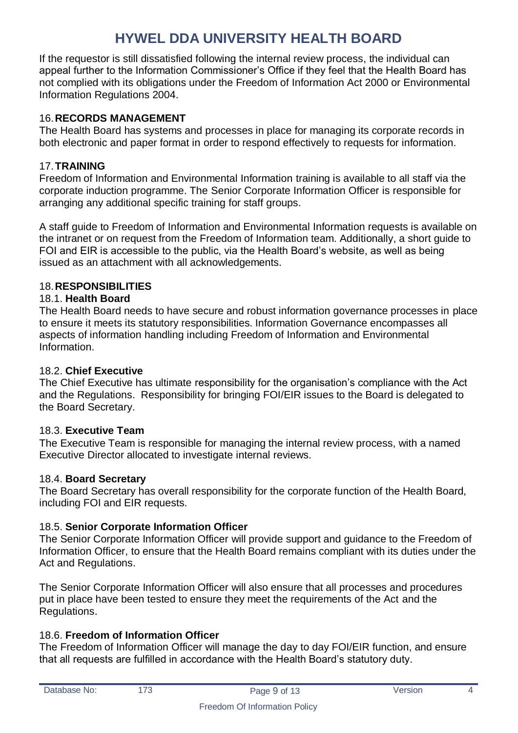If the requestor is still dissatisfied following the internal review process, the individual can appeal further to the Information Commissioner's Office if they feel that the Health Board has not complied with its obligations under the Freedom of Information Act 2000 or Environmental Information Regulations 2004.

## 16. RECORDS MANAGEMENT

The Health Board has systems and processes in place for managing its corporate records in both electronic and paper format in order to respond effectively to requests for information.

## 17. TRAINING

Freedom of Information and Environmental Information training is available to all staff via the corporate induction programme. The Senior Corporate Information Officer is responsible for arranging any additional specific training for staff groups.

A staff guide to Freedom of Information and Environmental Information requests is available on the intranet or on request from the Freedom of Information team. Additionally, a short guide to FOI and EIR is accessible to the public, via the Health Board's website, as well as being issued as an attachment with all acknowledgements.

## 18. RESPONSIBILITIES

### 18.1. Health Board

The Health Board needs to have secure and robust information governance processes in place to ensure it meets its statutory responsibilities. Information Governance encompasses all aspects of information handling including Freedom of Information and Environmental Information.

### 18.2. Chief Executive

The Chief Executive has ultimate responsibility for the organisation's compliance with the Act and the Regulations. Responsibility for bringing FOI/EIR issues to the Board is delegated to the Board Secretary.

### 18.3. Executive Team

The Executive Team is responsible for managing the internal review process, with a named Executive Director allocated to investigate internal reviews.

### 18.4. Board Secretary

The Board Secretary has overall responsibility for the corporate function of the Health Board, including FOI and EIR requests.

### 18.5. Senior Corporate Information Officer

The Senior Corporate Information Officer will provide support and guidance to the Freedom of Information Officer, to ensure that the Health Board remains compliant with its duties under the Act and Regulations.

The Senior Corporate Information Officer will also ensure that all processes and procedures put in place have been tested to ensure they meet the requirements of the Act and the Regulations.

### 18.6. Freedom of Information Officer

The Freedom of Information Officer will manage the day to day FOI/EIR function, and ensure that all requests are fulfilled in accordance with the Health Board's statutory duty.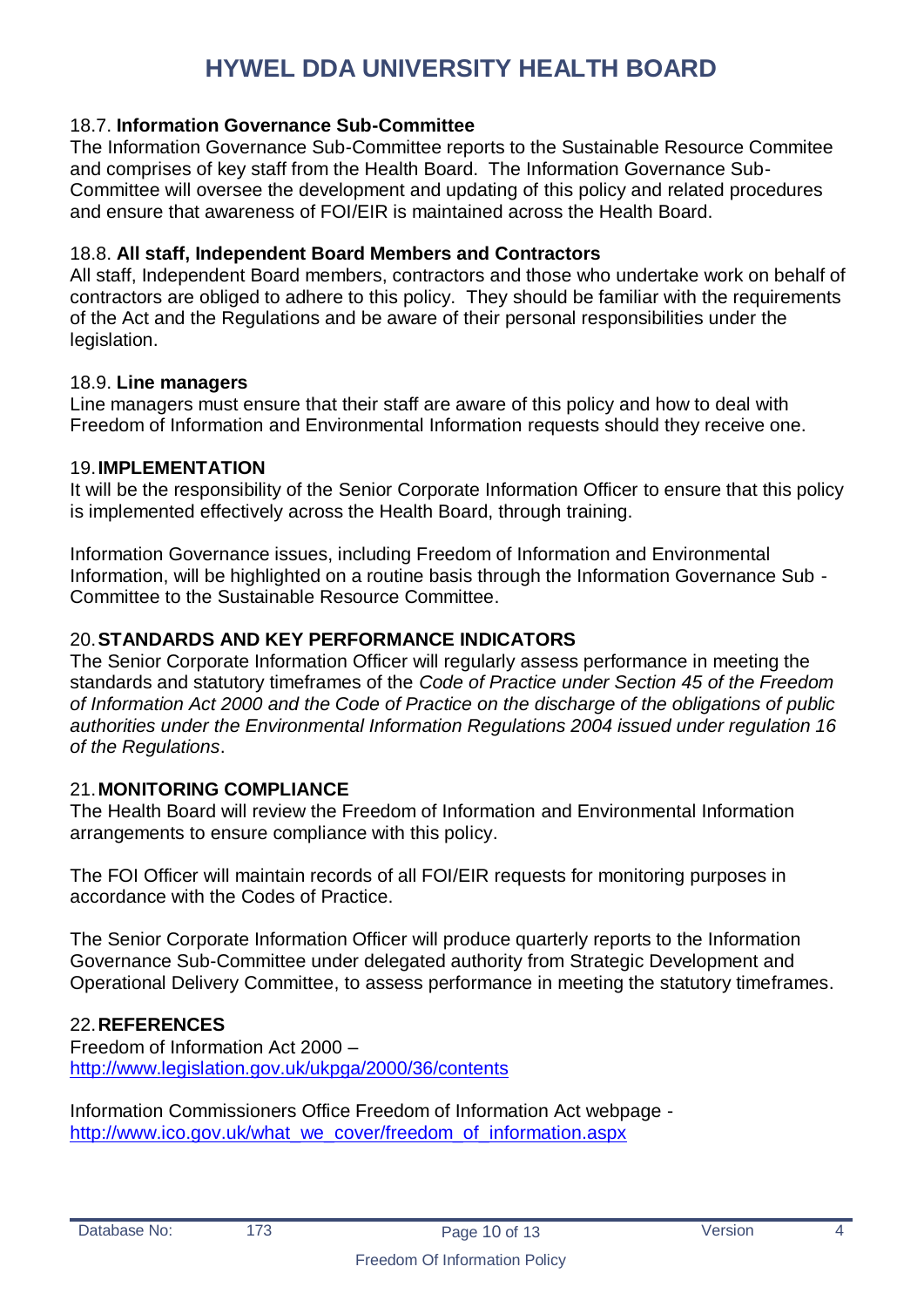18.7. **Information Governance Sub-Committee**
The Information Governance Sub-Committee reports to the Sustainable Resource Commitee and comprises of key staff from the Health Board. The Information Governance Sub-Committee will oversee the development and updating of this policy and related procedures and ensure that awareness of FOI/EIR is maintained across the Health Board.

18.8. **All staff, Independent Board Members and Contractors**
All staff, Independent Board members, contractors and those who undertake work on behalf of contractors are obliged to adhere to this policy. They should be familiar with the requirements of the Act and the Regulations and be aware of their personal responsibilities under the legislation.

18.9. **Line managers**
Line managers must ensure that their staff are aware of this policy and how to deal with Freedom of Information and Environmental Information requests should they receive one.

## 19. IMPLEMENTATION

It will be the responsibility of the Senior Corporate Information Officer to ensure that this policy is implemented effectively across the Health Board, through training.

Information Governance issues, including Freedom of Information and Environmental Information, will be highlighted on a routine basis through the Information Governance Sub - Committee to the Sustainable Resource Committee.

## 20. STANDARDS AND KEY PERFORMANCE INDICATORS

The Senior Corporate Information Officer will regularly assess performance in meeting the standards and statutory timeframes of the *Code of Practice under Section 45 of the Freedom of Information Act 2000 and the Code of Practice on the discharge of the obligations of public authorities under the Environmental Information Regulations 2004 issued under regulation 16 of the Regulations*.

## 21. MONITORING COMPLIANCE

The Health Board will review the Freedom of Information and Environmental Information arrangements to ensure compliance with this policy.

The FOI Officer will maintain records of all FOI/EIR requests for monitoring purposes in accordance with the Codes of Practice.

The Senior Corporate Information Officer will produce quarterly reports to the Information Governance Sub-Committee under delegated authority from Strategic Development and Operational Delivery Committee, to assess performance in meeting the statutory timeframes.

## 22. REFERENCES

Freedom of Information Act 2000 –
http://www.legislation.gov.uk/ukpga/2000/36/contents

Information Commissioners Office Freedom of Information Act webpage -
http://www.ico.gov.uk/what_we_cover/freedom_of_information.aspx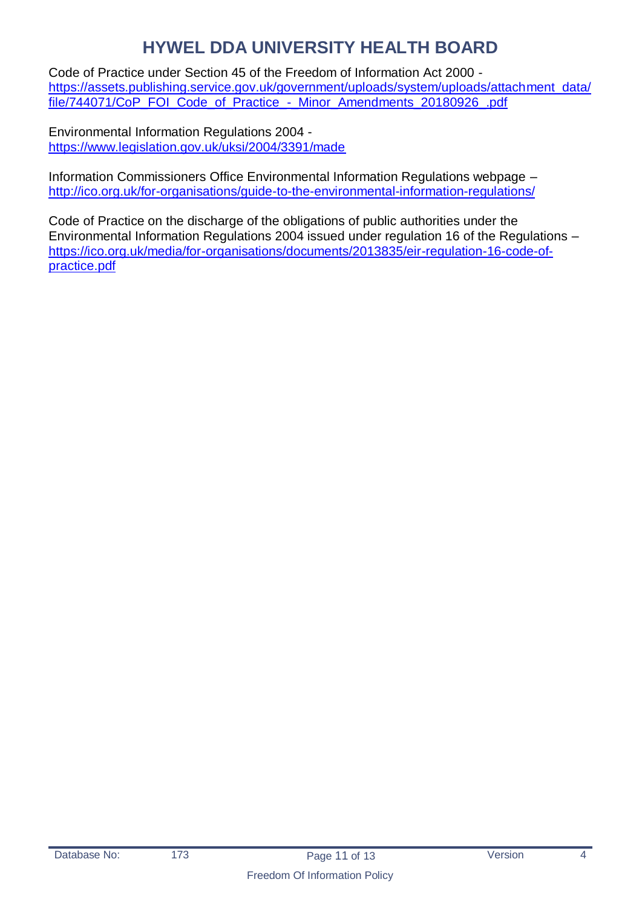Code of Practice under Section 45 of the Freedom of Information Act 2000 - https://assets.publishing.service.gov.uk/government/uploads/system/uploads/attachment_data/file/744071/CoP_FOI_Code_of_Practice_-_Minor_Amendments_20180926_.pdf

Environmental Information Regulations 2004 - https://www.legislation.gov.uk/uksi/2004/3391/made

Information Commissioners Office Environmental Information Regulations webpage – http://ico.org.uk/for-organisations/guide-to-the-environmental-information-regulations/

Code of Practice on the discharge of the obligations of public authorities under the Environmental Information Regulations 2004 issued under regulation 16 of the Regulations – https://ico.org.uk/media/for-organisations/documents/2013835/eir-regulation-16-code-of-practice.pdf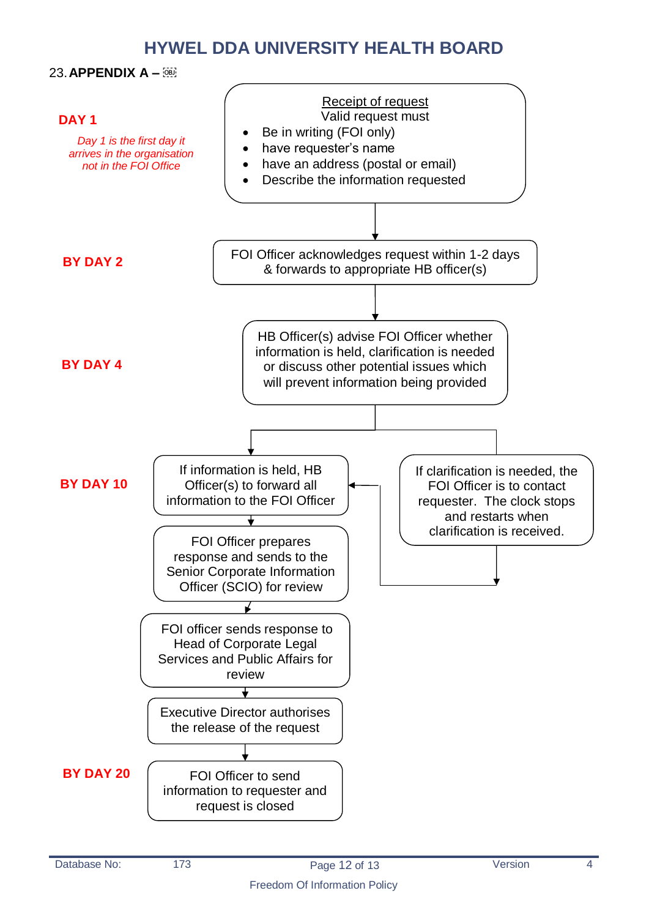# HYWEL DDA UNIVERSITY HEALTH BOARD

## 23. APPENDIX A –

**DAY 1**

*Day 1 is the first day it arrives in the organisation not in the FOI Office*

<u>Receipt of request</u>
Valid request must
- Be in writing (FOI only)
- have requester's name
- have an address (postal or email)
- Describe the information requested

**BY DAY 2**

FOI Officer acknowledges request within 1-2 days & forwards to appropriate HB officer(s)

**BY DAY 4**

HB Officer(s) advise FOI Officer whether information is held, clarification is needed or discuss other potential issues which will prevent information being provided

**BY DAY 10**

If information is held, HB Officer(s) to forward all information to the FOI Officer

If clarification is needed, the FOI Officer is to contact requester. The clock stops and restarts when clarification is received.

FOI Officer prepares response and sends to the Senior Corporate Information Officer (SCIO) for review

FOI officer sends response to Head of Corporate Legal Services and Public Affairs for review

Executive Director authorises the release of the request

**BY DAY 20**

FOI Officer to send information to requester and request is closed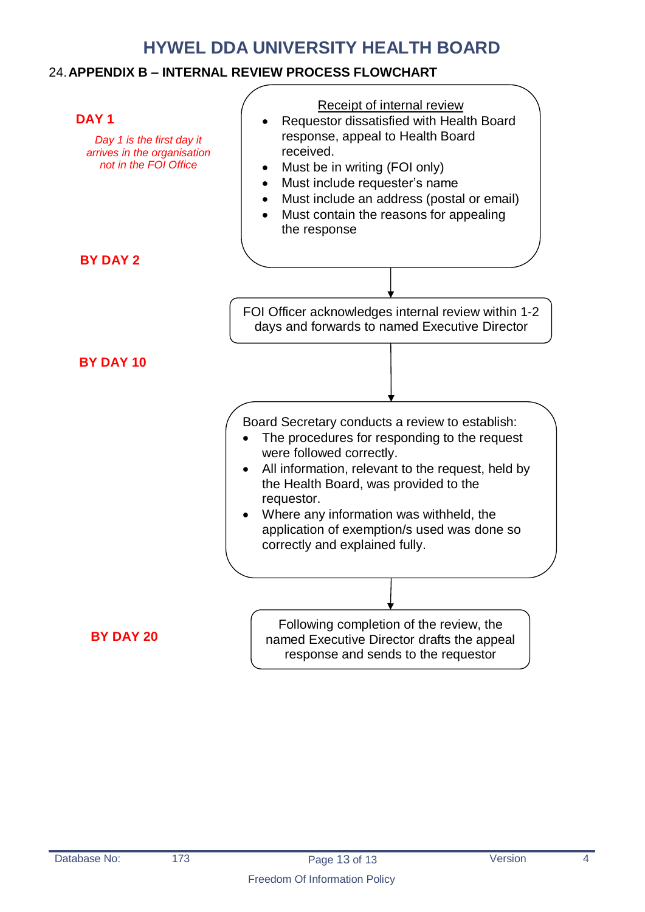# HYWEL DDA UNIVERSITY HEALTH BOARD

## 24. APPENDIX B – INTERNAL REVIEW PROCESS FLOWCHART

**DAY 1**

*Day 1 is the first day it arrives in the organisation not in the FOI Office*

Receipt of internal review

- Requestor dissatisfied with Health Board response, appeal to Health Board received.
- Must be in writing (FOI only)
- Must include requester's name
- Must include an address (postal or email)
- Must contain the reasons for appealing the response

**BY DAY 2**

FOI Officer acknowledges internal review within 1-2 days and forwards to named Executive Director

**BY DAY 10**

Board Secretary conducts a review to establish:

- The procedures for responding to the request were followed correctly.
- All information, relevant to the request, held by the Health Board, was provided to the requestor.
- Where any information was withheld, the application of exemption/s used was done so correctly and explained fully.

**BY DAY 20**

Following completion of the review, the named Executive Director drafts the appeal response and sends to the requestor